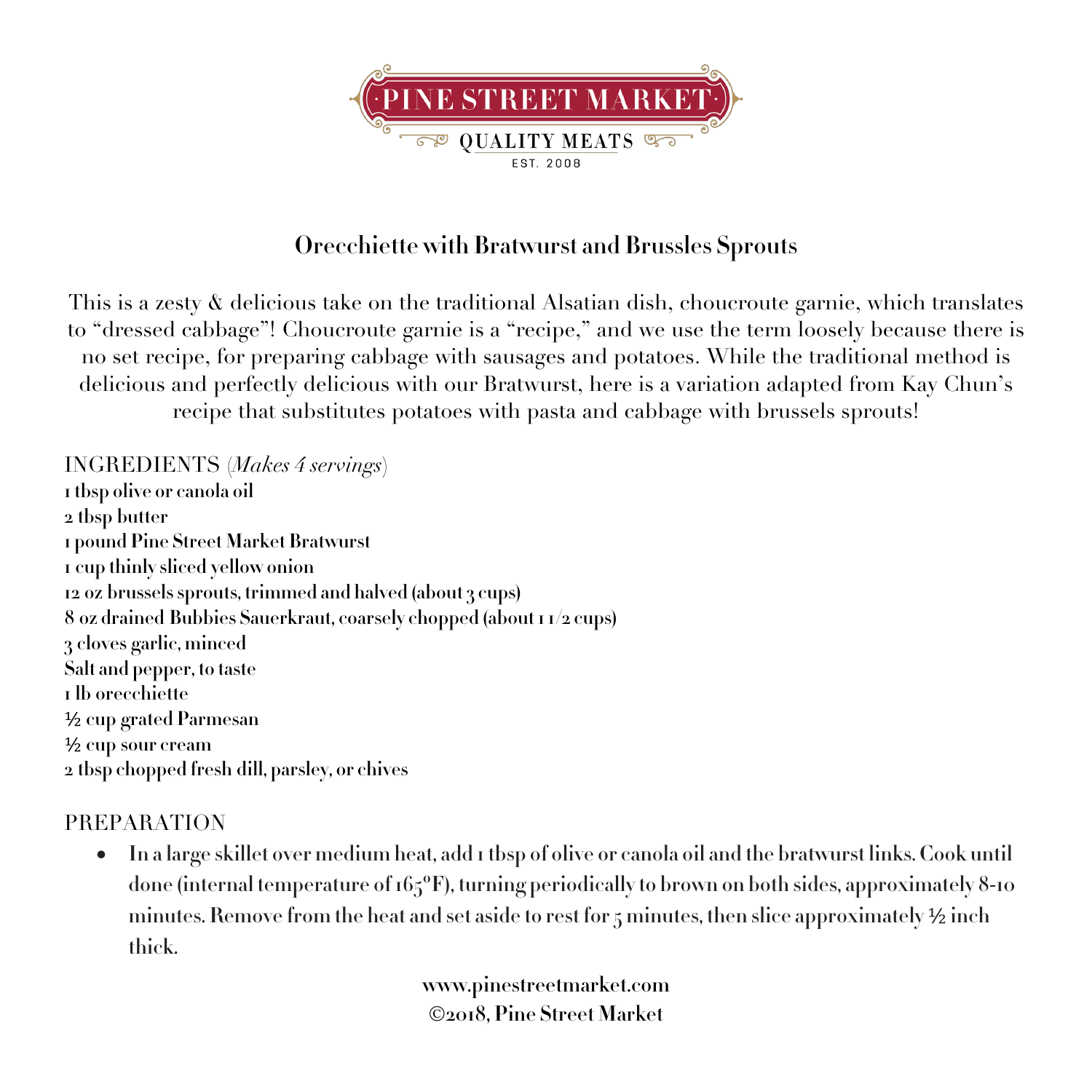PINE STREET MARKET

QUALITY MEATS

EST. 2008

## Orecchiette with Bratwurst and Brussles Sprouts

This is a zesty & delicious take on the traditional Alsatian dish, choucroute garnie, which translates to "dressed cabbage"! Choucroute garnie is a "recipe," and we use the term loosely because there is no set recipe, for preparing cabbage with sausages and potatoes. While the traditional method is delicious and perfectly delicious with our Bratwurst, here is a variation adapted from Kay Chun's recipe that substitutes potatoes with pasta and cabbage with brussels sprouts!

INGREDIENTS (*Makes 4 servings*)

**1 tbsp olive or canola oil**
**2 tbsp butter**
**1 pound Pine Street Market Bratwurst**
**1 cup thinly sliced yellow onion**
**12 oz brussels sprouts, trimmed and halved (about 3 cups)**
**8 oz drained Bubbies Sauerkraut, coarsely chopped (about 1 1/2 cups)**
**3 cloves garlic, minced**
**Salt and pepper, to taste**
**1 lb orecchiette**
**½ cup grated Parmesan**
**½ cup sour cream**
**2 tbsp chopped fresh dill, parsley, or chives**

PREPARATION

- **In a large skillet over medium heat, add 1 tbsp of olive or canola oil and the bratwurst links. Cook until done (internal temperature of 165°F), turning periodically to brown on both sides, approximately 8-10 minutes. Remove from the heat and set aside to rest for 5 minutes, then slice approximately ½ inch thick.**

**www.pinestreetmarket.com**
**©2018, Pine Street Market**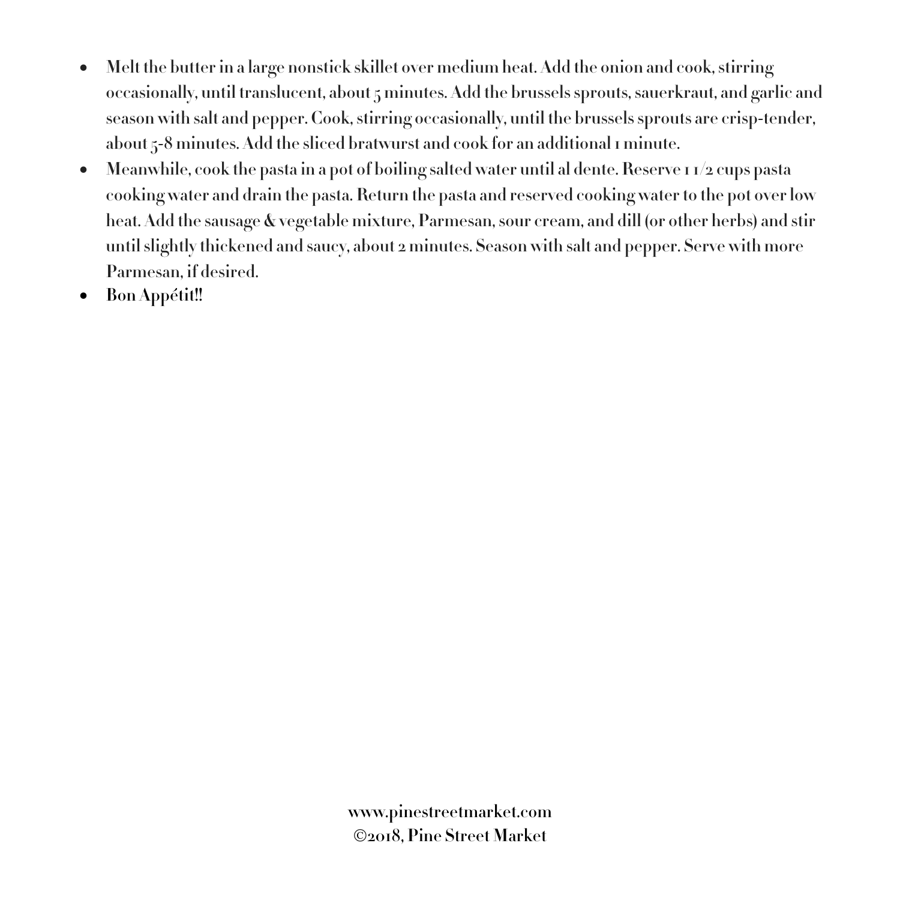- Melt the butter in a large nonstick skillet over medium heat. Add the onion and cook, stirring occasionally, until translucent, about 5 minutes. Add the brussels sprouts, sauerkraut, and garlic and season with salt and pepper. Cook, stirring occasionally, until the brussels sprouts are crisp-tender, about 5-8 minutes. Add the sliced bratwurst and cook for an additional 1 minute.
- Meanwhile, cook the pasta in a pot of boiling salted water until al dente. Reserve 1 1/2 cups pasta cooking water and drain the pasta. Return the pasta and reserved cooking water to the pot over low heat. Add the sausage & vegetable mixture, Parmesan, sour cream, and dill (or other herbs) and stir until slightly thickened and saucy, about 2 minutes. Season with salt and pepper. Serve with more Parmesan, if desired.
- Bon Appétit!!

www.pinestreetmarket.com
©2018, Pine Street Market